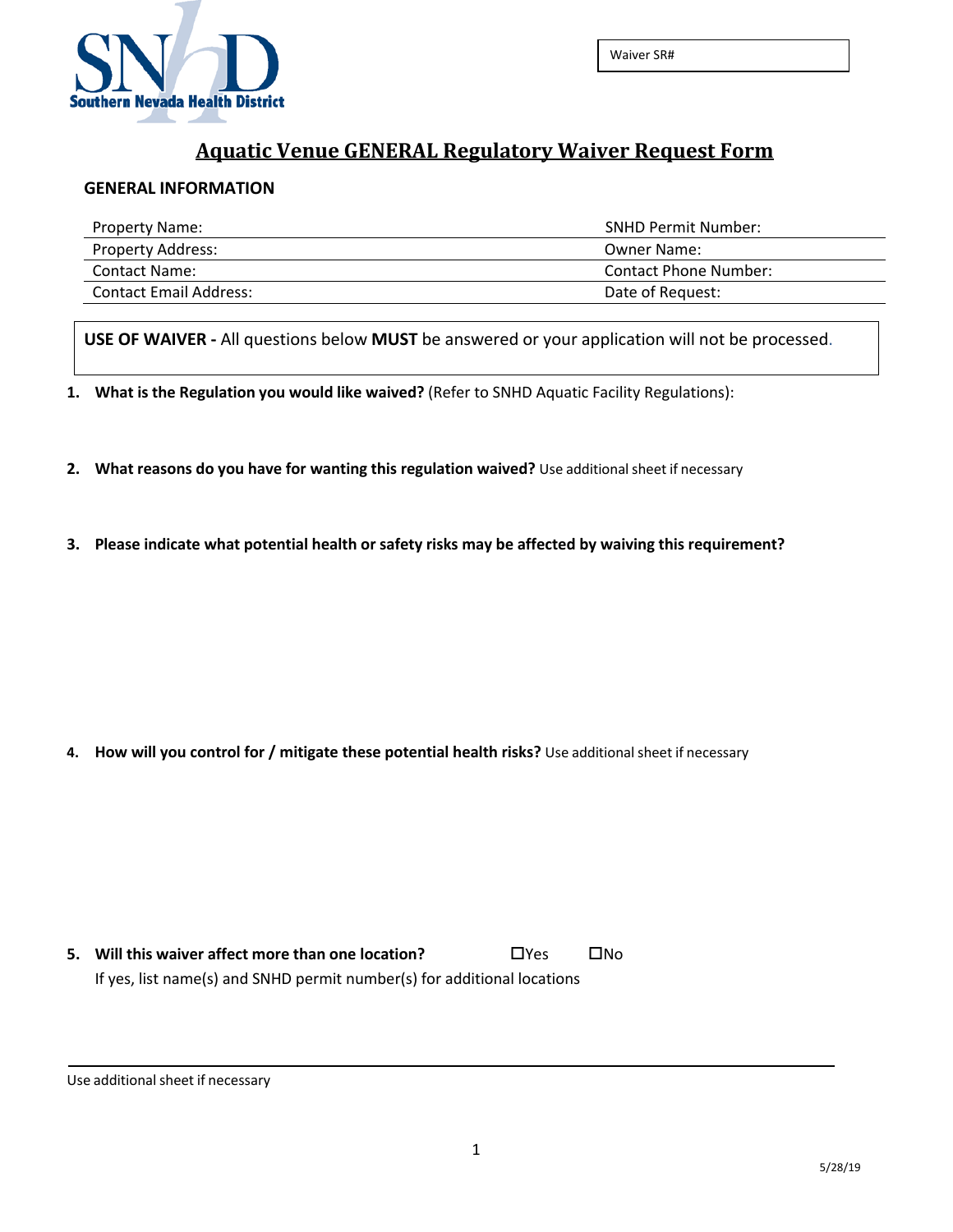Southern Nevada Health District

Waiver SR#

# Aquatic Venue GENERAL Regulatory Waiver Request Form

## GENERAL INFORMATION

| | |
|---|---|
| Property Name: | SNHD Permit Number: |
| Property Address: | Owner Name: |
| Contact Name: | Contact Phone Number: |
| Contact Email Address: | Date of Request: |

**USE OF WAIVER -** All questions below **MUST** be answered or your application will not be processed.

1. **What is the Regulation you would like waived?** (Refer to SNHD Aquatic Facility Regulations):

2. **What reasons do you have for wanting this regulation waived?** Use additional sheet if necessary

3. **Please indicate what potential health or safety risks may be affected by waiving this requirement?**

4. **How will you control for / mitigate these potential health risks?** Use additional sheet if necessary

5. **Will this waiver affect more than one location?** ☐Yes ☐No

   If yes, list name(s) and SNHD permit number(s) for additional locations

Use additional sheet if necessary

5/28/19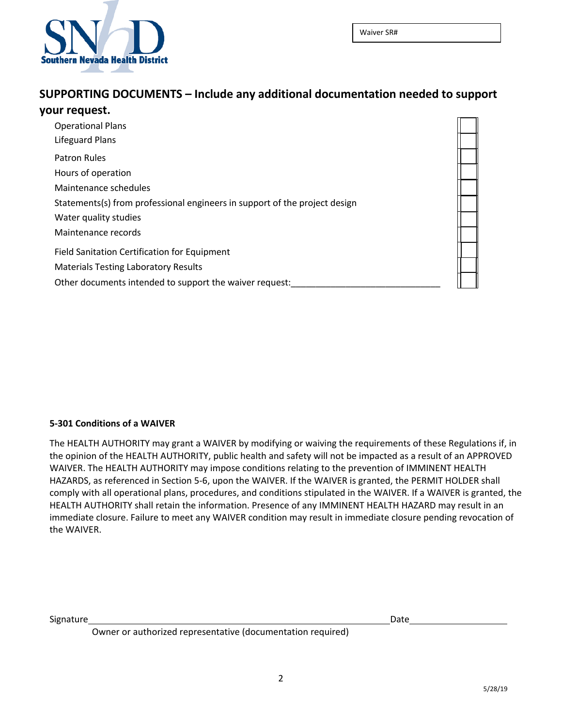Waiver SR#

## SUPPORTING DOCUMENTS – Include any additional documentation needed to support your request.

| | |
|---|---|
| Operational Plans | ☐ |
| Lifeguard Plans | ☐ |
| Patron Rules | ☐ |
| Hours of operation | ☐ |
| Maintenance schedules | ☐ |
| Statements(s) from professional engineers in support of the project design | ☐ |
| Water quality studies | ☐ |
| Maintenance records | ☐ |
| Field Sanitation Certification for Equipment | ☐ |
| Materials Testing Laboratory Results | ☐ |
| Other documents intended to support the waiver request:______________________________ | ☐ |

**5-301 Conditions of a WAIVER**

The HEALTH AUTHORITY may grant a WAIVER by modifying or waiving the requirements of these Regulations if, in the opinion of the HEALTH AUTHORITY, public health and safety will not be impacted as a result of an APPROVED WAIVER. The HEALTH AUTHORITY may impose conditions relating to the prevention of IMMINENT HEALTH HAZARDS, as referenced in Section 5-6, upon the WAIVER. If the WAIVER is granted, the PERMIT HOLDER shall comply with all operational plans, procedures, and conditions stipulated in the WAIVER. If a WAIVER is granted, the HEALTH AUTHORITY shall retain the information. Presence of any IMMINENT HEALTH HAZARD may result in an immediate closure. Failure to meet any WAIVER condition may result in immediate closure pending revocation of the WAIVER.

Signature______________________________________________________________Date____________________

Owner or authorized representative (documentation required)

5/28/19